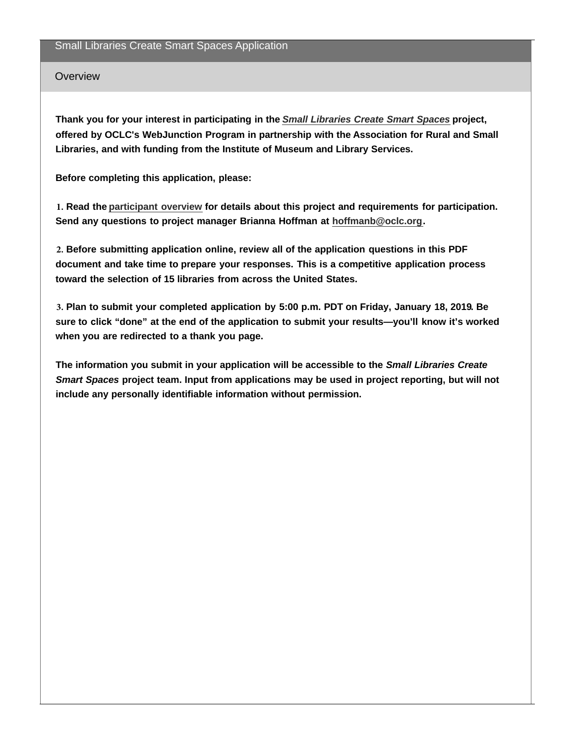# Small Libraries Create Smart Spaces Application

## Overview

**Thank you for your interest in participating in the *Small Libraries Create Smart Spaces* project, offered by OCLC's WebJunction Program in partnership with the Association for Rural and Small Libraries, and with funding from the Institute of Museum and Library Services.**

**Before completing this application, please:**

**1. Read the participant overview for details about this project and requirements for participation. Send any questions to project manager Brianna Hoffman at hoffmanb@oclc.org.**

**2. Before submitting application online, review all of the application questions in this PDF document and take time to prepare your responses. This is a competitive application process toward the selection of 15 libraries from across the United States.**

**3. Plan to submit your completed application by 5:00 p.m. PDT on Friday, January 18, 2019. Be sure to click "done" at the end of the application to submit your results—you'll know it's worked when you are redirected to a thank you page.**

**The information you submit in your application will be accessible to the *Small Libraries Create Smart Spaces* project team. Input from applications may be used in project reporting, but will not include any personally identifiable information without permission.**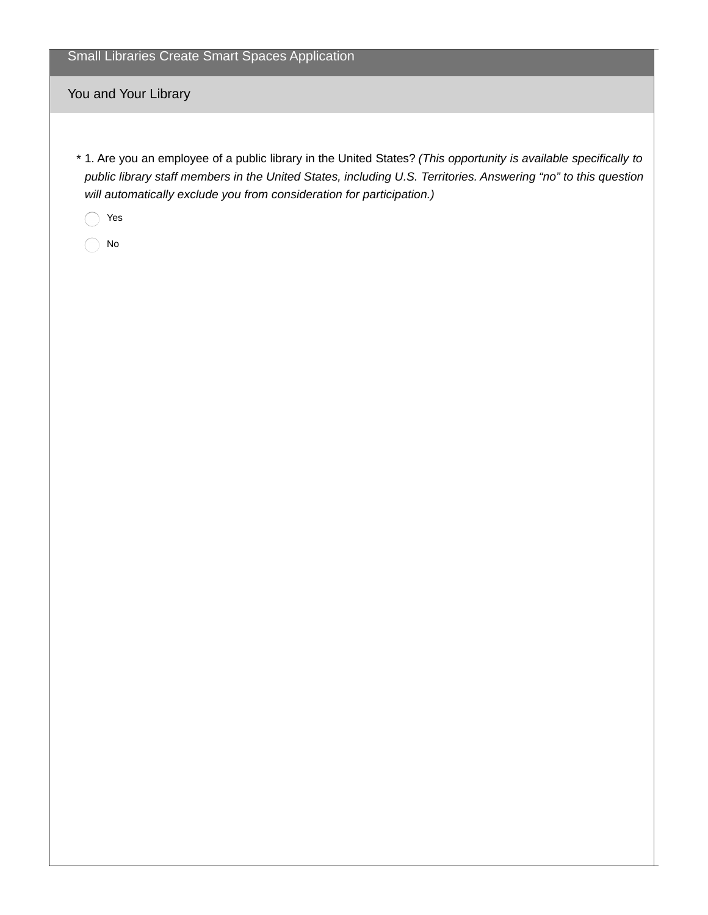## Small Libraries Create Smart Spaces Application

### You and Your Library

\* 1. Are you an employee of a public library in the United States? *(This opportunity is available specifically to public library staff members in the United States, including U.S. Territories. Answering “no” to this question will automatically exclude you from consideration for participation.)*

- ◯ Yes
- ◯ No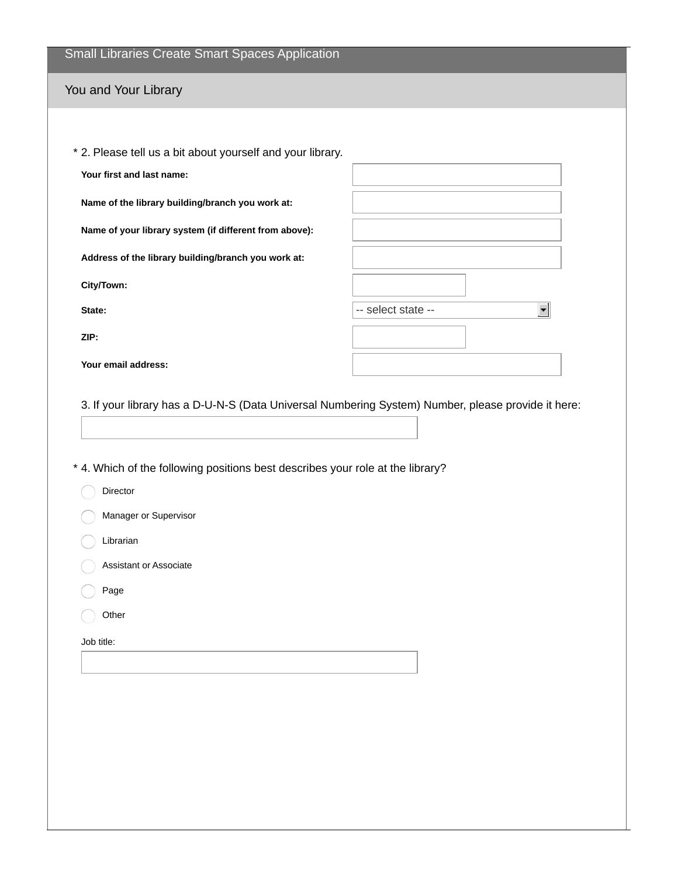## Small Libraries Create Smart Spaces Application

### You and Your Library

\* 2. Please tell us a bit about yourself and your library.

**Your first and last name:**

**Name of the library building/branch you work at:**

**Name of your library system (if different from above):**

**Address of the library building/branch you work at:**

**City/Town:**

**State:** -- select state --

**ZIP:**

**Your email address:**

3. If your library has a D-U-N-S (Data Universal Numbering System) Number, please provide it here:

\* 4. Which of the following positions best describes your role at the library?

- Director
- Manager or Supervisor
- Librarian
- Assistant or Associate
- Page
- Other

Job title: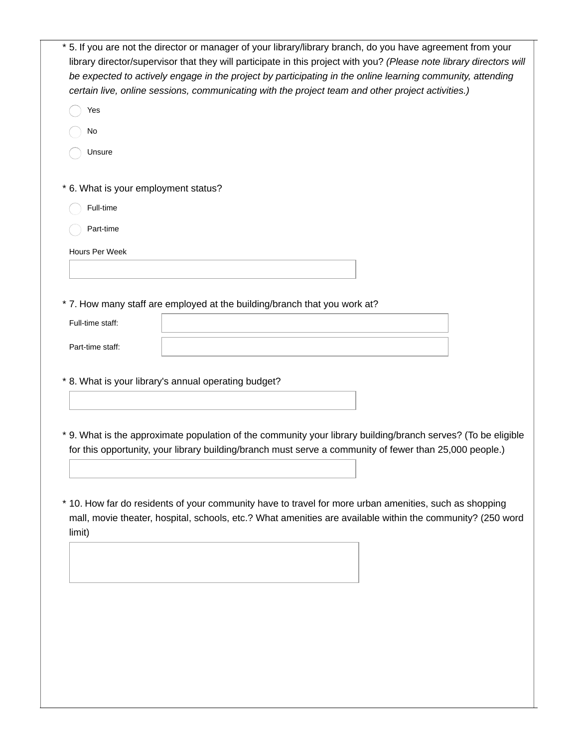\* 5. If you are not the director or manager of your library/library branch, do you have agreement from your library director/supervisor that they will participate in this project with you? *(Please note library directors will be expected to actively engage in the project by participating in the online learning community, attending certain live, online sessions, communicating with the project team and other project activities.)*

- ◯ Yes
- ◯ No
- ◯ Unsure

\* 6. What is your employment status?

- ◯ Full-time
- ◯ Part-time

Hours Per Week

[ ]

\* 7. How many staff are employed at the building/branch that you work at?

Full-time staff: [ ]

Part-time staff: [ ]

\* 8. What is your library's annual operating budget?

[ ]

\* 9. What is the approximate population of the community your library building/branch serves? (To be eligible for this opportunity, your library building/branch must serve a community of fewer than 25,000 people.)

[ ]

\* 10. How far do residents of your community have to travel for more urban amenities, such as shopping mall, movie theater, hospital, schools, etc.? What amenities are available within the community? (250 word limit)

[ ]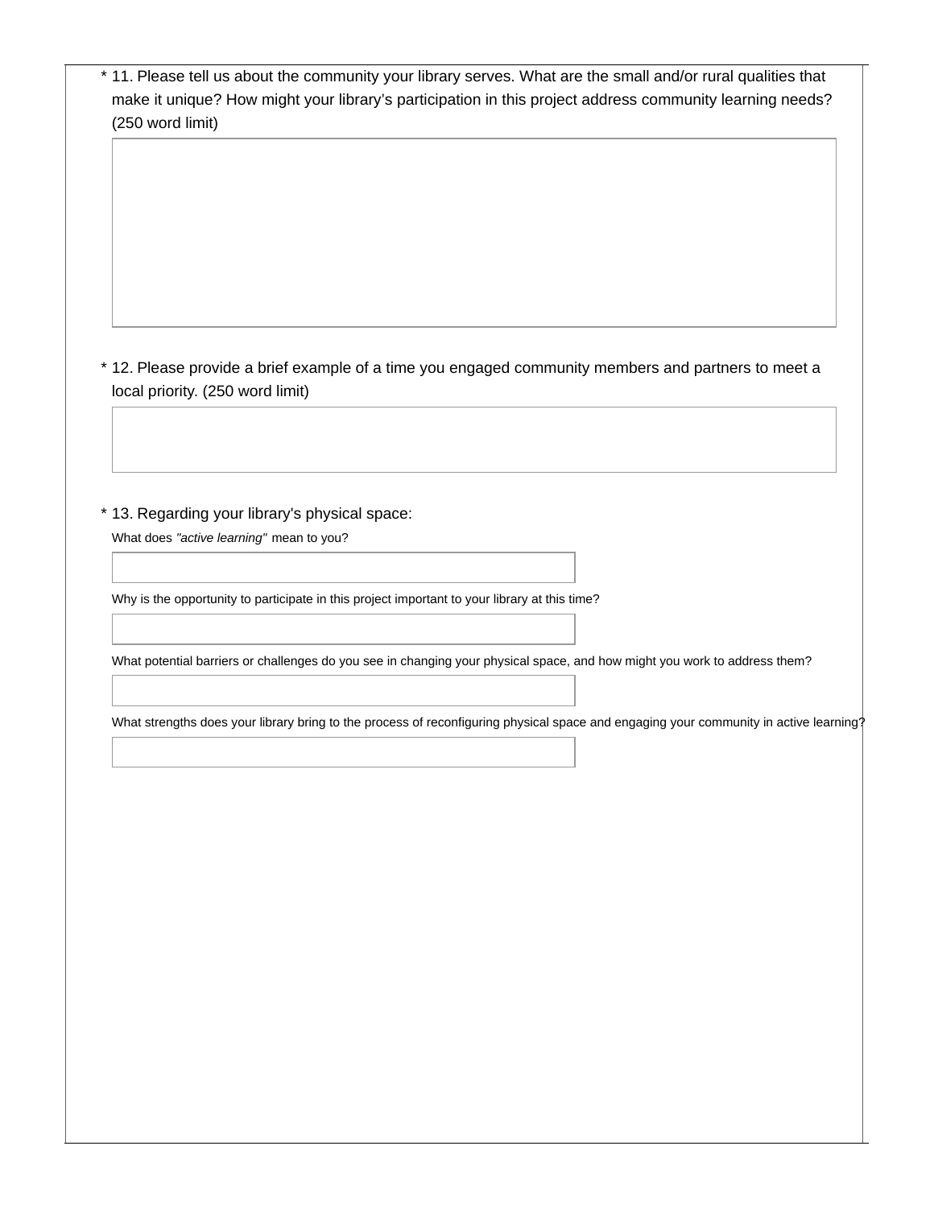* 11. Please tell us about the community your library serves. What are the small and/or rural qualities that make it unique? How might your library's participation in this project address community learning needs? (250 word limit)

* 12. Please provide a brief example of a time you engaged community members and partners to meet a local priority. (250 word limit)

* 13. Regarding your library's physical space:

What does *"active learning"* mean to you?

Why is the opportunity to participate in this project important to your library at this time?

What potential barriers or challenges do you see in changing your physical space, and how might you work to address them?

What strengths does your library bring to the process of reconfiguring physical space and engaging your community in active learning?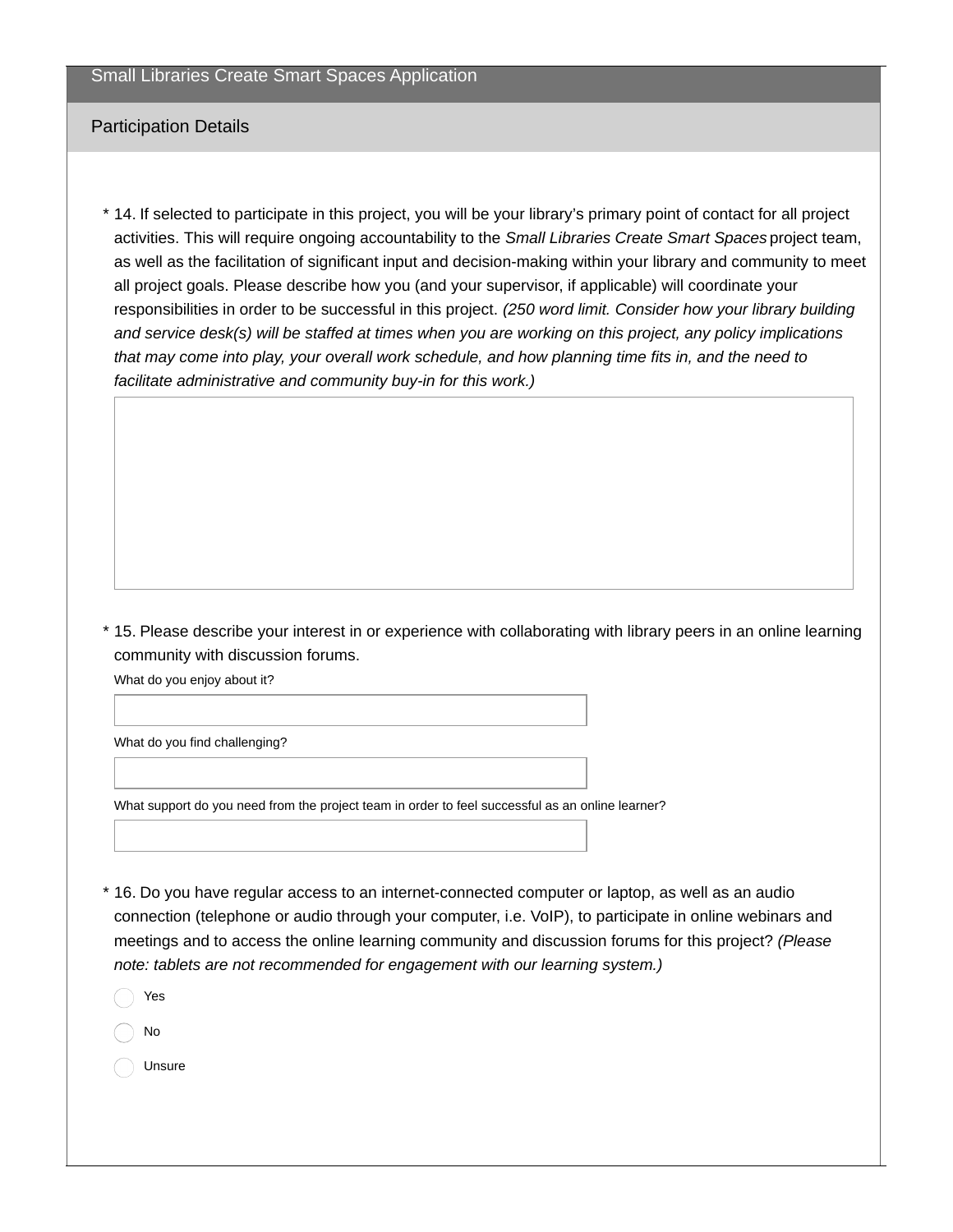Small Libraries Create Smart Spaces Application

## Participation Details

\* 14. If selected to participate in this project, you will be your library's primary point of contact for all project activities. This will require ongoing accountability to the *Small Libraries Create Smart Spaces* project team, as well as the facilitation of significant input and decision-making within your library and community to meet all project goals. Please describe how you (and your supervisor, if applicable) will coordinate your responsibilities in order to be successful in this project. *(250 word limit. Consider how your library building and service desk(s) will be staffed at times when you are working on this project, any policy implications that may come into play, your overall work schedule, and how planning time fits in, and the need to facilitate administrative and community buy-in for this work.)*

\* 15. Please describe your interest in or experience with collaborating with library peers in an online learning community with discussion forums.

What do you enjoy about it?

What do you find challenging?

What support do you need from the project team in order to feel successful as an online learner?

\* 16. Do you have regular access to an internet-connected computer or laptop, as well as an audio connection (telephone or audio through your computer, i.e. VoIP), to participate in online webinars and meetings and to access the online learning community and discussion forums for this project? *(Please note: tablets are not recommended for engagement with our learning system.)*

- Yes
- No
- Unsure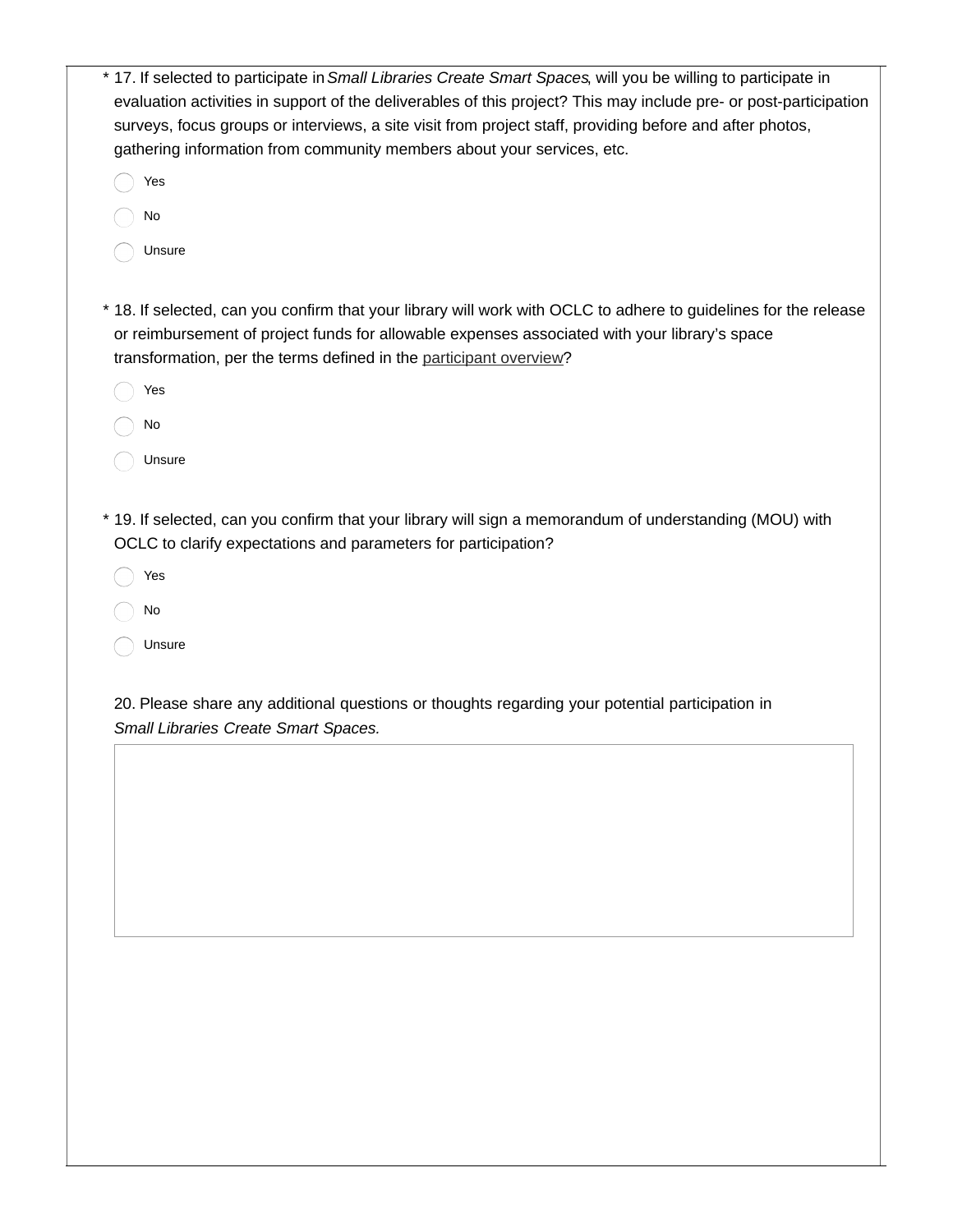\* 17. If selected to participate in *Small Libraries Create Smart Spaces*, will you be willing to participate in evaluation activities in support of the deliverables of this project? This may include pre- or post-participation surveys, focus groups or interviews, a site visit from project staff, providing before and after photos, gathering information from community members about your services, etc.

- ◯ Yes
- ◯ No
- ◯ Unsure

\* 18. If selected, can you confirm that your library will work with OCLC to adhere to guidelines for the release or reimbursement of project funds for allowable expenses associated with your library's space transformation, per the terms defined in the participant overview?

- ◯ Yes
- ◯ No
- ◯ Unsure

\* 19. If selected, can you confirm that your library will sign a memorandum of understanding (MOU) with OCLC to clarify expectations and parameters for participation?

- ◯ Yes
- ◯ No
- ◯ Unsure

20. Please share any additional questions or thoughts regarding your potential participation in *Small Libraries Create Smart Spaces.*